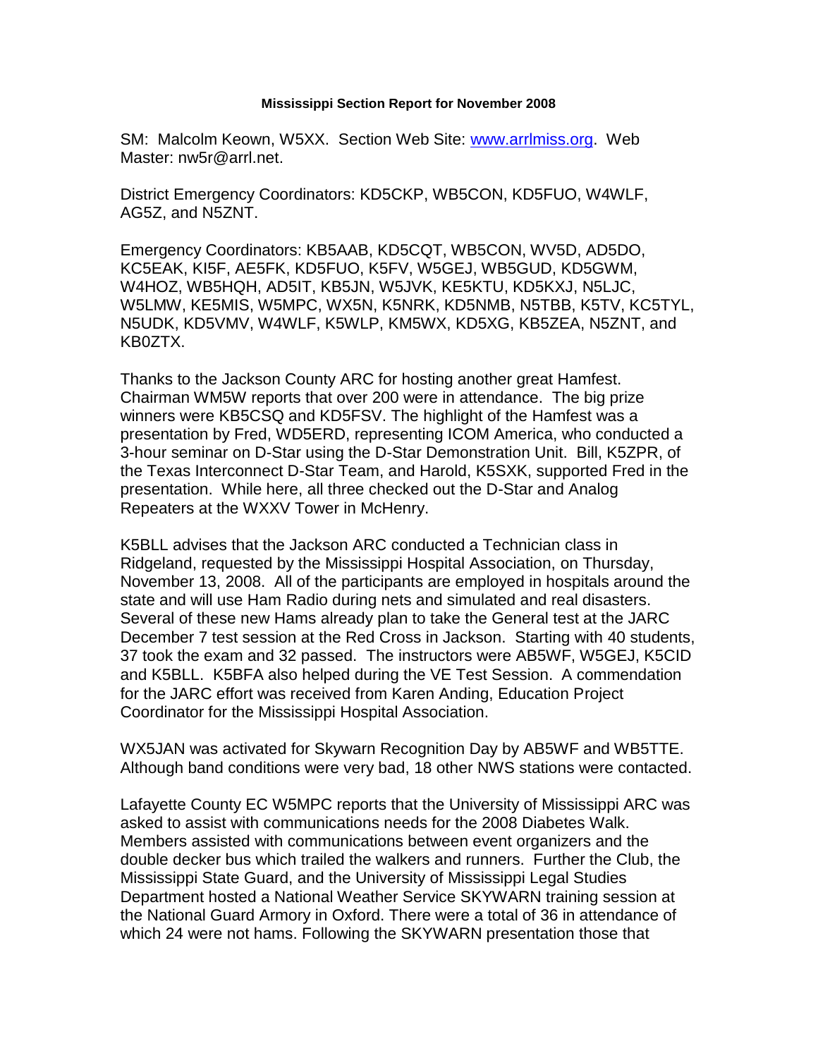**Mississippi Section Report for November 2008**

SM: Malcolm Keown, W5XX. Section Web Site: [www.arrlmiss.org](http://www.arrlmiss.org). Web Master: nw5r@arrl.net.

District Emergency Coordinators: KD5CKP, WB5CON, KD5FUO, W4WLF, AG5Z, and N5ZNT.

Emergency Coordinators: KB5AAB, KD5CQT, WB5CON, WV5D, AD5DO, KC5EAK, KI5F, AE5FK, KD5FUO, K5FV, W5GEJ, WB5GUD, KD5GWM, W4HOZ, WB5HQH, AD5IT, KB5JN, W5JVK, KE5KTU, KD5KXJ, N5LJC, W5LMW, KE5MIS, W5MPC, WX5N, K5NRK, KD5NMB, N5TBB, K5TV, KC5TYL, N5UDK, KD5VMV, W4WLF, K5WLP, KM5WX, KD5XG, KB5ZEA, N5ZNT, and KB0ZTX.

Thanks to the Jackson County ARC for hosting another great Hamfest. Chairman WM5W reports that over 200 were in attendance. The big prize winners were KB5CSQ and KD5FSV. The highlight of the Hamfest was a presentation by Fred, WD5ERD, representing ICOM America, who conducted a 3-hour seminar on D-Star using the D-Star Demonstration Unit. Bill, K5ZPR, of the Texas Interconnect D-Star Team, and Harold, K5SXK, supported Fred in the presentation. While here, all three checked out the D-Star and Analog Repeaters at the WXXV Tower in McHenry.

K5BLL advises that the Jackson ARC conducted a Technician class in Ridgeland, requested by the Mississippi Hospital Association, on Thursday, November 13, 2008. All of the participants are employed in hospitals around the state and will use Ham Radio during nets and simulated and real disasters. Several of these new Hams already plan to take the General test at the JARC December 7 test session at the Red Cross in Jackson. Starting with 40 students, 37 took the exam and 32 passed. The instructors were AB5WF, W5GEJ, K5CID and K5BLL. K5BFA also helped during the VE Test Session. A commendation for the JARC effort was received from Karen Anding, Education Project Coordinator for the Mississippi Hospital Association.

WX5JAN was activated for Skywarn Recognition Day by AB5WF and WB5TTE. Although band conditions were very bad, 18 other NWS stations were contacted.

Lafayette County EC W5MPC reports that the University of Mississippi ARC was asked to assist with communications needs for the 2008 Diabetes Walk. Members assisted with communications between event organizers and the double decker bus which trailed the walkers and runners. Further the Club, the Mississippi State Guard, and the University of Mississippi Legal Studies Department hosted a National Weather Service SKYWARN training session at the National Guard Armory in Oxford. There were a total of 36 in attendance of which 24 were not hams. Following the SKYWARN presentation those that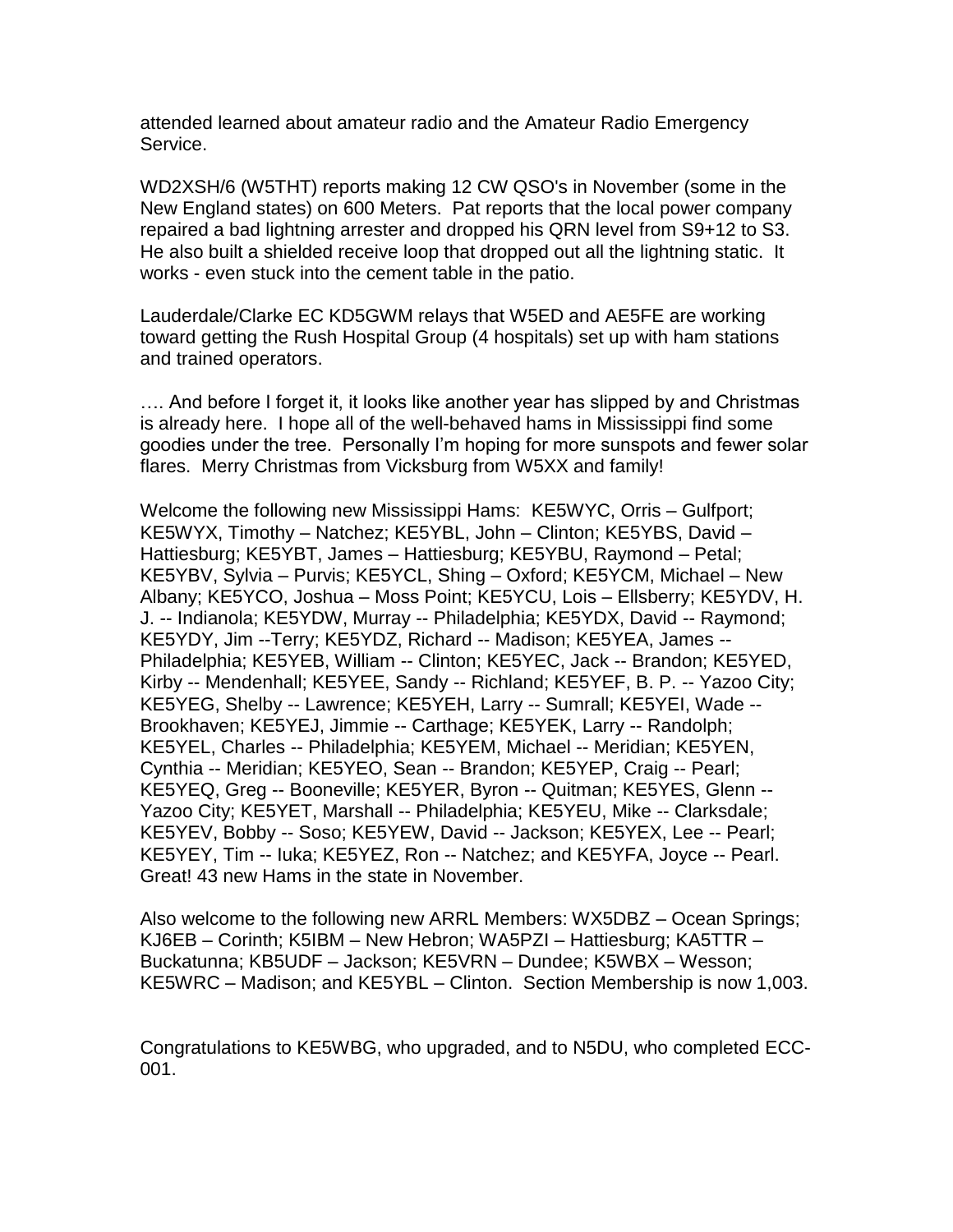attended learned about amateur radio and the Amateur Radio Emergency Service.

WD2XSH/6 (W5THT) reports making 12 CW QSO's in November (some in the New England states) on 600 Meters. Pat reports that the local power company repaired a bad lightning arrester and dropped his QRN level from S9+12 to S3. He also built a shielded receive loop that dropped out all the lightning static. It works - even stuck into the cement table in the patio.

Lauderdale/Clarke EC KD5GWM relays that W5ED and AE5FE are working toward getting the Rush Hospital Group (4 hospitals) set up with ham stations and trained operators.

…. And before I forget it, it looks like another year has slipped by and Christmas is already here. I hope all of the well-behaved hams in Mississippi find some goodies under the tree. Personally I'm hoping for more sunspots and fewer solar flares. Merry Christmas from Vicksburg from W5XX and family!

Welcome the following new Mississippi Hams: KE5WYC, Orris – Gulfport; KE5WYX, Timothy – Natchez; KE5YBL, John – Clinton; KE5YBS, David – Hattiesburg; KE5YBT, James – Hattiesburg; KE5YBU, Raymond – Petal; KE5YBV, Sylvia – Purvis; KE5YCL, Shing – Oxford; KE5YCM, Michael – New Albany; KE5YCO, Joshua – Moss Point; KE5YCU, Lois – Ellsberry; KE5YDV, H. J. -- Indianola; KE5YDW, Murray -- Philadelphia; KE5YDX, David -- Raymond; KE5YDY, Jim --Terry; KE5YDZ, Richard -- Madison; KE5YEA, James -- Philadelphia; KE5YEB, William -- Clinton; KE5YEC, Jack -- Brandon; KE5YED, Kirby -- Mendenhall; KE5YEE, Sandy -- Richland; KE5YEF, B. P. -- Yazoo City; KE5YEG, Shelby -- Lawrence; KE5YEH, Larry -- Sumrall; KE5YEI, Wade -- Brookhaven; KE5YEJ, Jimmie -- Carthage; KE5YEK, Larry -- Randolph; KE5YEL, Charles -- Philadelphia; KE5YEM, Michael -- Meridian; KE5YEN, Cynthia -- Meridian; KE5YEO, Sean -- Brandon; KE5YEP, Craig -- Pearl; KE5YEQ, Greg -- Booneville; KE5YER, Byron -- Quitman; KE5YES, Glenn -- Yazoo City; KE5YET, Marshall -- Philadelphia; KE5YEU, Mike -- Clarksdale; KE5YEV, Bobby -- Soso; KE5YEW, David -- Jackson; KE5YEX, Lee -- Pearl; KE5YEY, Tim -- Iuka; KE5YEZ, Ron -- Natchez; and KE5YFA, Joyce -- Pearl. Great! 43 new Hams in the state in November.

Also welcome to the following new ARRL Members: WX5DBZ – Ocean Springs; KJ6EB – Corinth; K5IBM – New Hebron; WA5PZI – Hattiesburg; KA5TTR – Buckatunna; KB5UDF – Jackson; KE5VRN – Dundee; K5WBX – Wesson; KE5WRC – Madison; and KE5YBL – Clinton. Section Membership is now 1,003.

Congratulations to KE5WBG, who upgraded, and to N5DU, who completed ECC-001.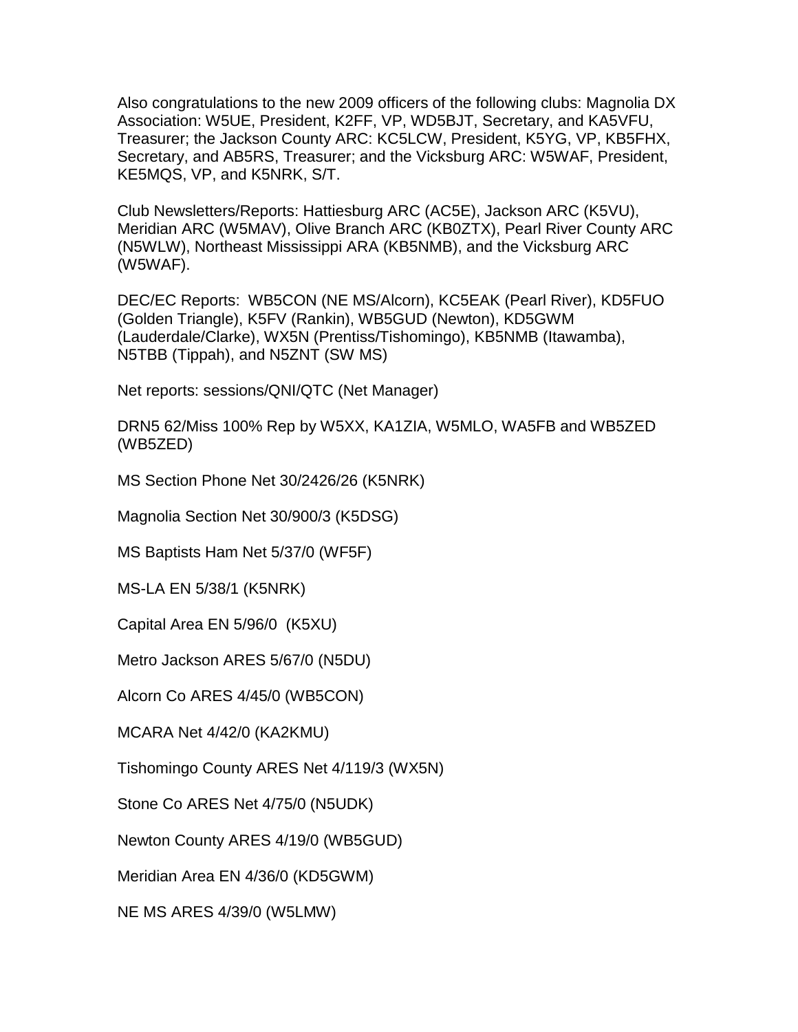Also congratulations to the new 2009 officers of the following clubs: Magnolia DX Association: W5UE, President, K2FF, VP, WD5BJT, Secretary, and KA5VFU, Treasurer; the Jackson County ARC: KC5LCW, President, K5YG, VP, KB5FHX, Secretary, and AB5RS, Treasurer; and the Vicksburg ARC: W5WAF, President, KE5MQS, VP, and K5NRK, S/T.

Club Newsletters/Reports: Hattiesburg ARC (AC5E), Jackson ARC (K5VU), Meridian ARC (W5MAV), Olive Branch ARC (KB0ZTX), Pearl River County ARC (N5WLW), Northeast Mississippi ARA (KB5NMB), and the Vicksburg ARC (W5WAF).

DEC/EC Reports: WB5CON (NE MS/Alcorn), KC5EAK (Pearl River), KD5FUO (Golden Triangle), K5FV (Rankin), WB5GUD (Newton), KD5GWM (Lauderdale/Clarke), WX5N (Prentiss/Tishomingo), KB5NMB (Itawamba), N5TBB (Tippah), and N5ZNT (SW MS)

Net reports: sessions/QNI/QTC (Net Manager)

DRN5 62/Miss 100% Rep by W5XX, KA1ZIA, W5MLO, WA5FB and WB5ZED (WB5ZED)

MS Section Phone Net 30/2426/26 (K5NRK)

Magnolia Section Net 30/900/3 (K5DSG)

MS Baptists Ham Net 5/37/0 (WF5F)

MS-LA EN 5/38/1 (K5NRK)

Capital Area EN 5/96/0 (K5XU)

Metro Jackson ARES 5/67/0 (N5DU)

Alcorn Co ARES 4/45/0 (WB5CON)

MCARA Net 4/42/0 (KA2KMU)

Tishomingo County ARES Net 4/119/3 (WX5N)

Stone Co ARES Net 4/75/0 (N5UDK)

Newton County ARES 4/19/0 (WB5GUD)

Meridian Area EN 4/36/0 (KD5GWM)

NE MS ARES 4/39/0 (W5LMW)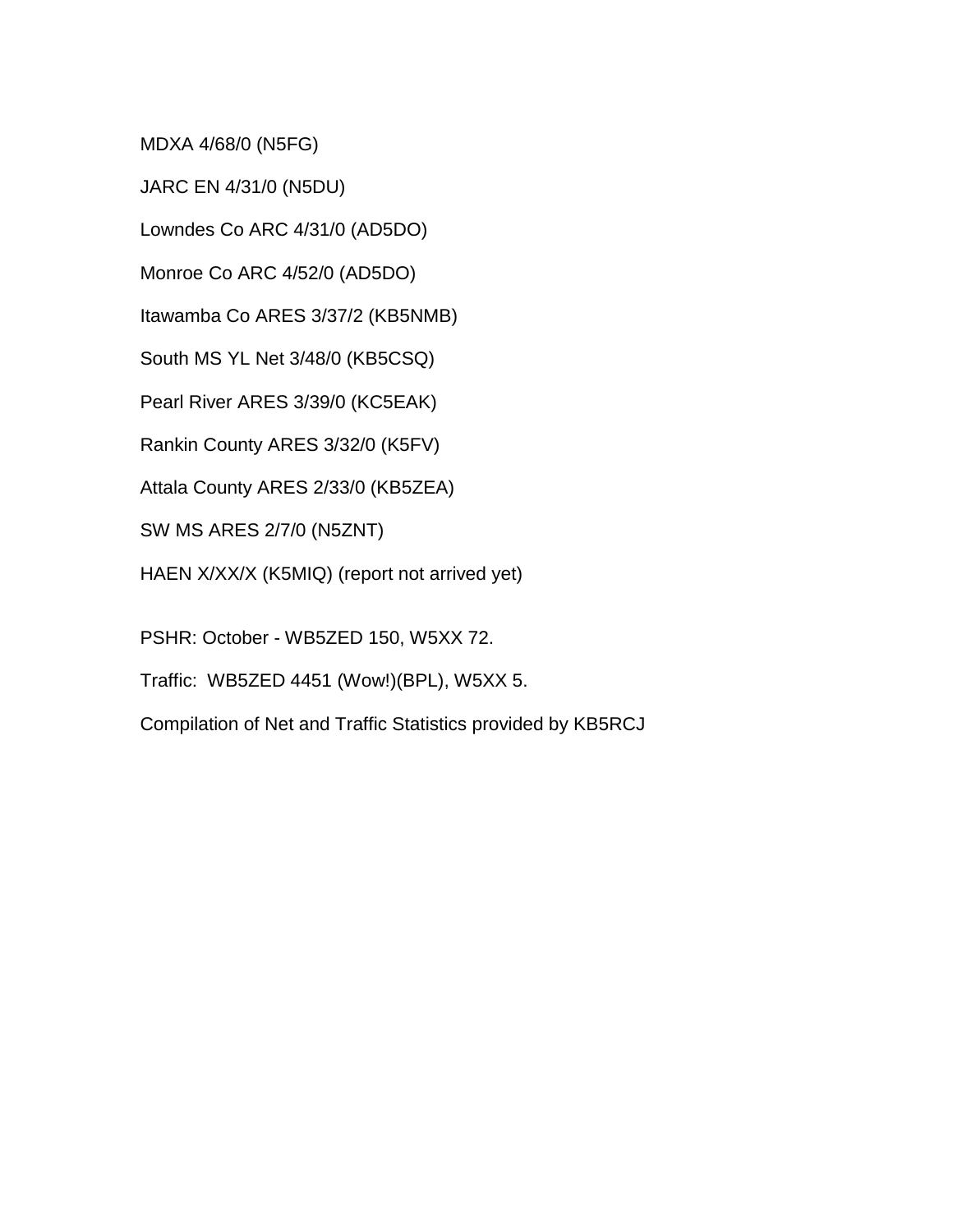MDXA 4/68/0 (N5FG)

JARC EN 4/31/0 (N5DU)

Lowndes Co ARC 4/31/0 (AD5DO)

Monroe Co ARC 4/52/0 (AD5DO)

Itawamba Co ARES 3/37/2 (KB5NMB)

South MS YL Net 3/48/0 (KB5CSQ)

Pearl River ARES 3/39/0 (KC5EAK)

Rankin County ARES 3/32/0 (K5FV)

Attala County ARES 2/33/0 (KB5ZEA)

SW MS ARES 2/7/0 (N5ZNT)

HAEN X/XX/X (K5MIQ) (report not arrived yet)

PSHR: October - WB5ZED 150, W5XX 72.

Traffic: WB5ZED 4451 (Wow!)(BPL), W5XX 5.

Compilation of Net and Traffic Statistics provided by KB5RCJ